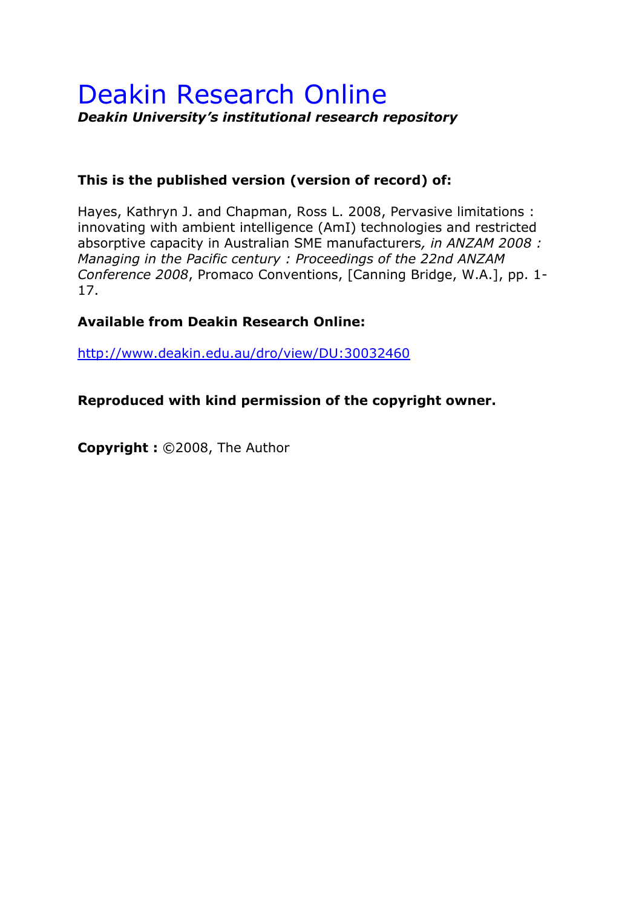# Deakin Research Online

***Deakin University's institutional research repository***

**This is the published version (version of record) of:**

Hayes, Kathryn J. and Chapman, Ross L. 2008, Pervasive limitations : innovating with ambient intelligence (AmI) technologies and restricted absorptive capacity in Australian SME manufacturers*, in ANZAM 2008 : Managing in the Pacific century : Proceedings of the 22nd ANZAM Conference 2008*, Promaco Conventions, [Canning Bridge, W.A.], pp. 1-17.

**Available from Deakin Research Online:**

http://www.deakin.edu.au/dro/view/DU:30032460

**Reproduced with kind permission of the copyright owner.**

**Copyright :** ©2008, The Author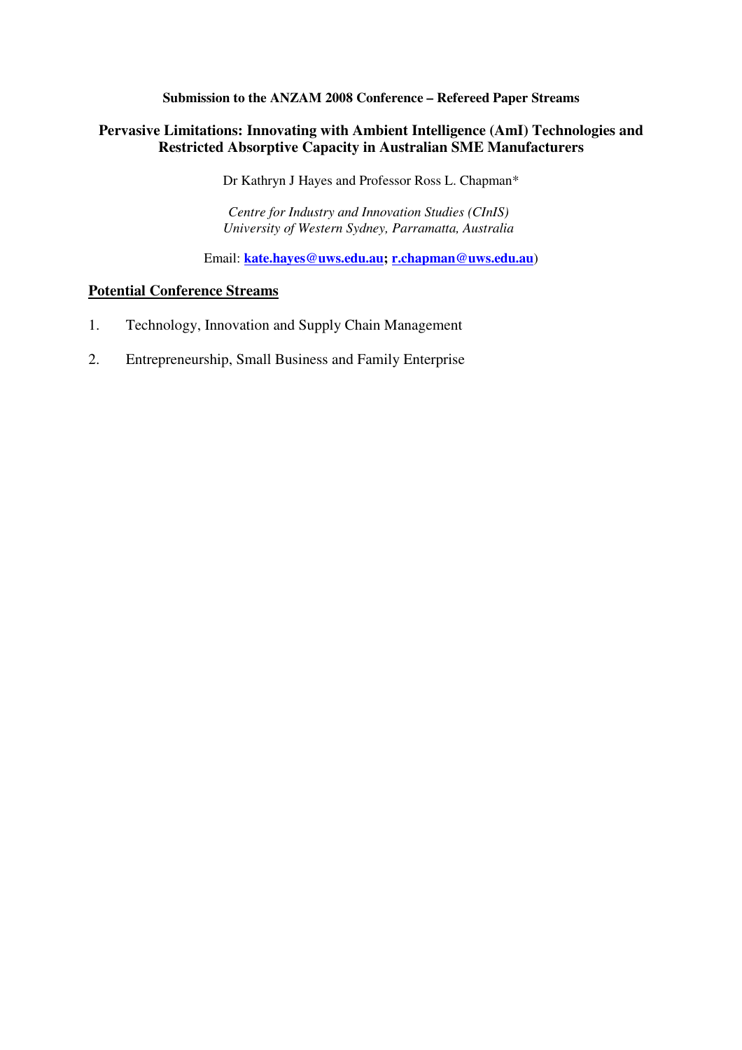**Submission to the ANZAM 2008 Conference – Refereed Paper Streams**

# Pervasive Limitations: Innovating with Ambient Intelligence (AmI) Technologies and Restricted Absorptive Capacity in Australian SME Manufacturers

Dr Kathryn J Hayes and Professor Ross L. Chapman*

*Centre for Industry and Innovation Studies (CInIS)*
*University of Western Sydney, Parramatta, Australia*

Email: **kate.hayes@uws.edu.au; r.chapman@uws.edu.au**)

## Potential Conference Streams

1. Technology, Innovation and Supply Chain Management
2. Entrepreneurship, Small Business and Family Enterprise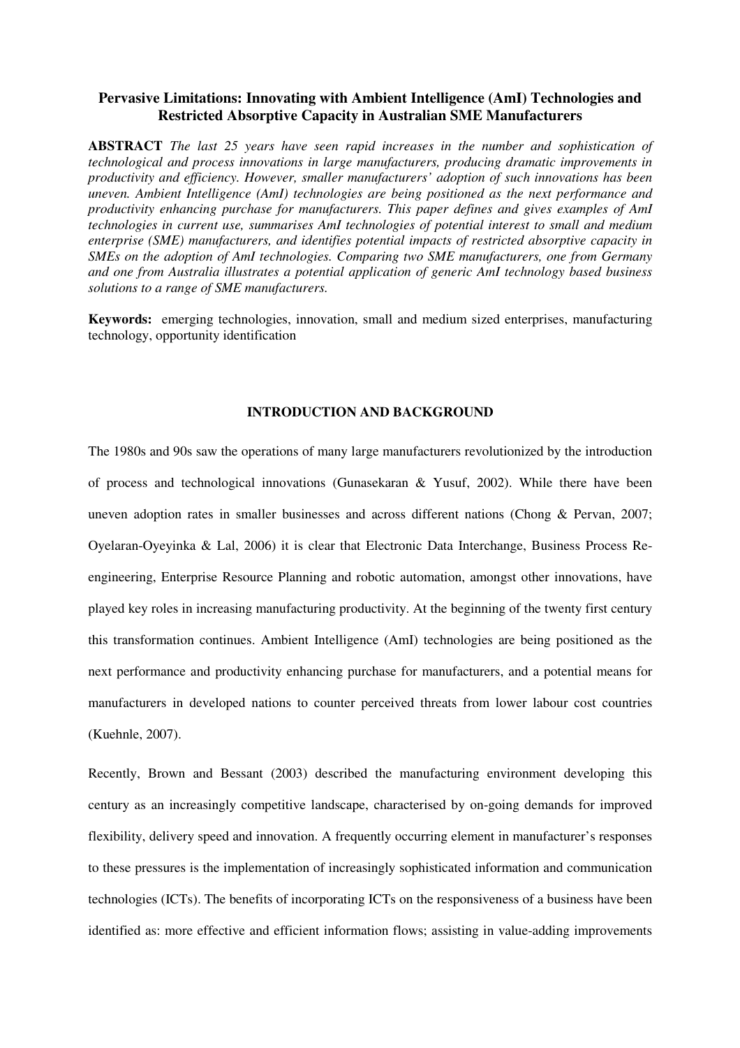# Pervasive Limitations: Innovating with Ambient Intelligence (AmI) Technologies and Restricted Absorptive Capacity in Australian SME Manufacturers

**ABSTRACT** *The last 25 years have seen rapid increases in the number and sophistication of technological and process innovations in large manufacturers, producing dramatic improvements in productivity and efficiency. However, smaller manufacturers' adoption of such innovations has been uneven. Ambient Intelligence (AmI) technologies are being positioned as the next performance and productivity enhancing purchase for manufacturers. This paper defines and gives examples of AmI technologies in current use, summarises AmI technologies of potential interest to small and medium enterprise (SME) manufacturers, and identifies potential impacts of restricted absorptive capacity in SMEs on the adoption of AmI technologies. Comparing two SME manufacturers, one from Germany and one from Australia illustrates a potential application of generic AmI technology based business solutions to a range of SME manufacturers.*

**Keywords:** emerging technologies, innovation, small and medium sized enterprises, manufacturing technology, opportunity identification

## INTRODUCTION AND BACKGROUND

The 1980s and 90s saw the operations of many large manufacturers revolutionized by the introduction of process and technological innovations (Gunasekaran & Yusuf, 2002). While there have been uneven adoption rates in smaller businesses and across different nations (Chong & Pervan, 2007; Oyelaran-Oyeyinka & Lal, 2006) it is clear that Electronic Data Interchange, Business Process Re-engineering, Enterprise Resource Planning and robotic automation, amongst other innovations, have played key roles in increasing manufacturing productivity. At the beginning of the twenty first century this transformation continues. Ambient Intelligence (AmI) technologies are being positioned as the next performance and productivity enhancing purchase for manufacturers, and a potential means for manufacturers in developed nations to counter perceived threats from lower labour cost countries (Kuehnle, 2007).

Recently, Brown and Bessant (2003) described the manufacturing environment developing this century as an increasingly competitive landscape, characterised by on-going demands for improved flexibility, delivery speed and innovation. A frequently occurring element in manufacturer's responses to these pressures is the implementation of increasingly sophisticated information and communication technologies (ICTs). The benefits of incorporating ICTs on the responsiveness of a business have been identified as: more effective and efficient information flows; assisting in value-adding improvements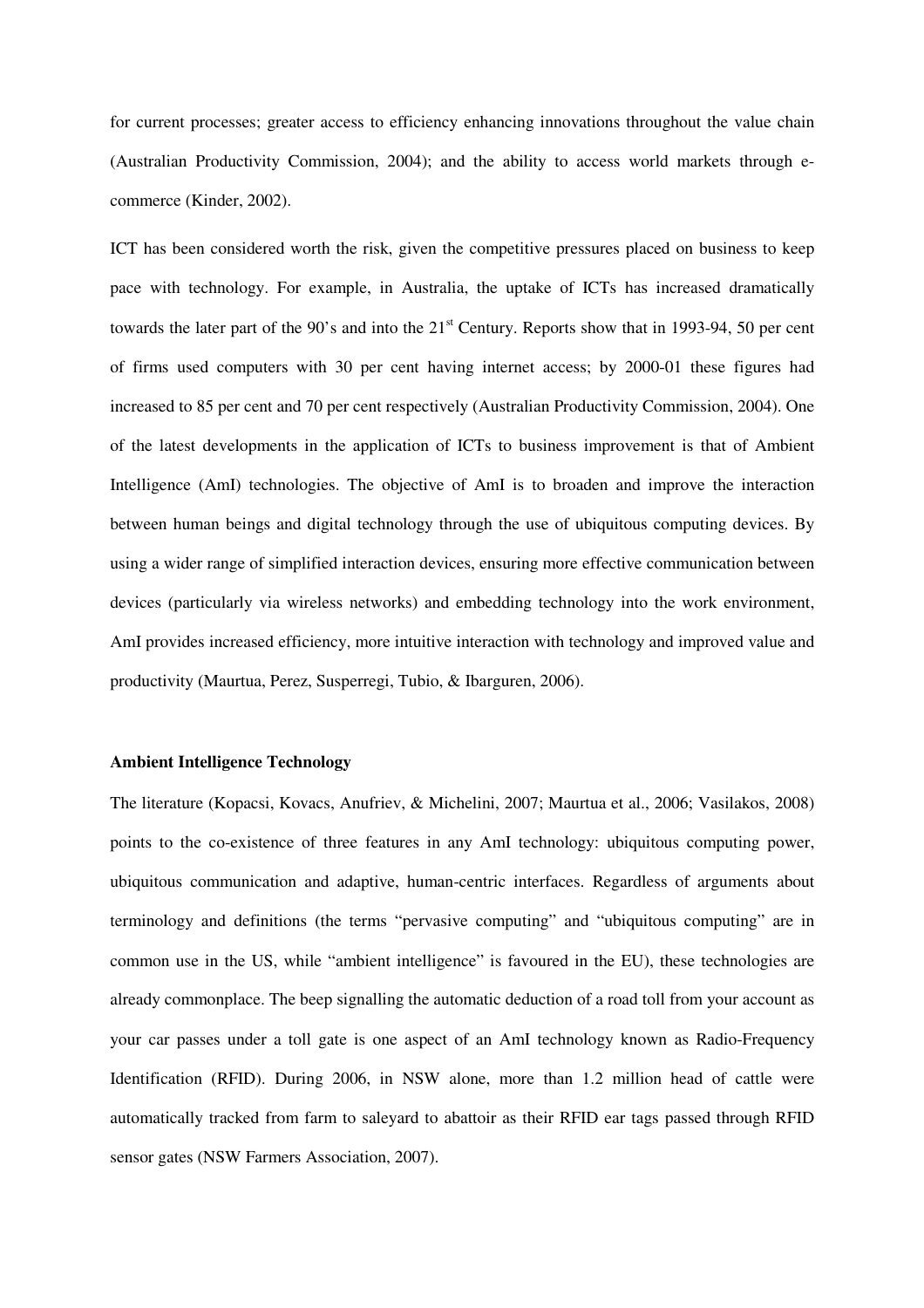for current processes; greater access to efficiency enhancing innovations throughout the value chain (Australian Productivity Commission, 2004); and the ability to access world markets through e-commerce (Kinder, 2002).

ICT has been considered worth the risk, given the competitive pressures placed on business to keep pace with technology. For example, in Australia, the uptake of ICTs has increased dramatically towards the later part of the 90's and into the 21st Century. Reports show that in 1993-94, 50 per cent of firms used computers with 30 per cent having internet access; by 2000-01 these figures had increased to 85 per cent and 70 per cent respectively (Australian Productivity Commission, 2004). One of the latest developments in the application of ICTs to business improvement is that of Ambient Intelligence (AmI) technologies. The objective of AmI is to broaden and improve the interaction between human beings and digital technology through the use of ubiquitous computing devices. By using a wider range of simplified interaction devices, ensuring more effective communication between devices (particularly via wireless networks) and embedding technology into the work environment, AmI provides increased efficiency, more intuitive interaction with technology and improved value and productivity (Maurtua, Perez, Susperregi, Tubio, & Ibarguren, 2006).

**Ambient Intelligence Technology**

The literature (Kopacsi, Kovacs, Anufriev, & Michelini, 2007; Maurtua et al., 2006; Vasilakos, 2008) points to the co-existence of three features in any AmI technology: ubiquitous computing power, ubiquitous communication and adaptive, human-centric interfaces. Regardless of arguments about terminology and definitions (the terms "pervasive computing" and "ubiquitous computing" are in common use in the US, while "ambient intelligence" is favoured in the EU), these technologies are already commonplace. The beep signalling the automatic deduction of a road toll from your account as your car passes under a toll gate is one aspect of an AmI technology known as Radio-Frequency Identification (RFID). During 2006, in NSW alone, more than 1.2 million head of cattle were automatically tracked from farm to saleyard to abattoir as their RFID ear tags passed through RFID sensor gates (NSW Farmers Association, 2007).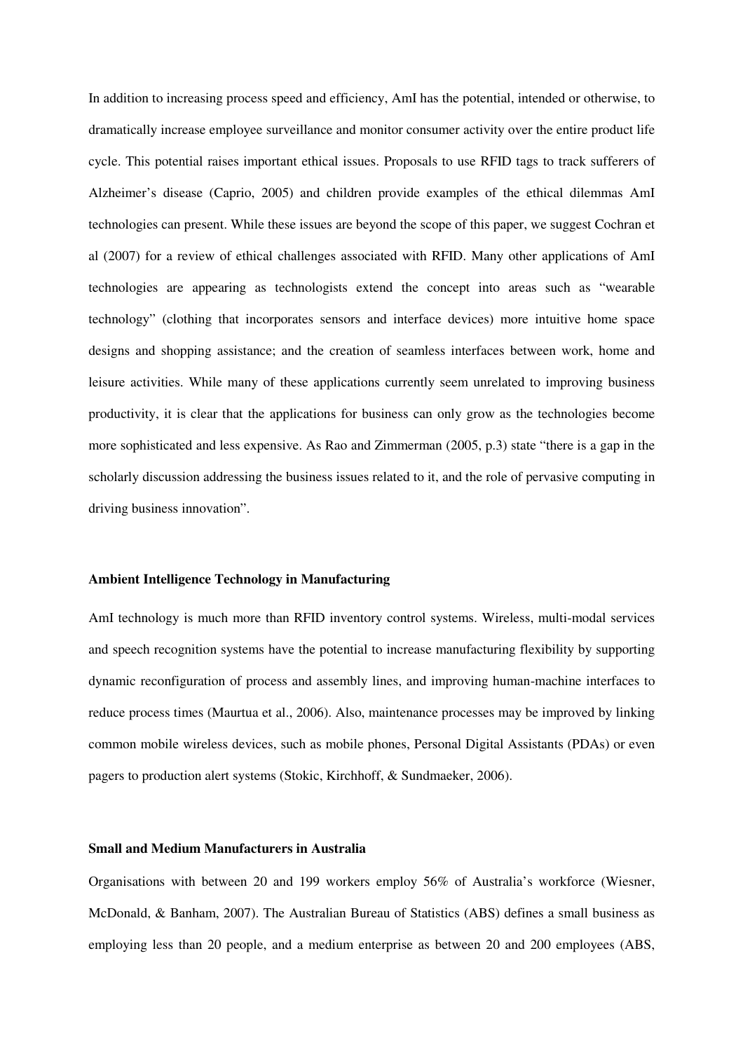In addition to increasing process speed and efficiency, AmI has the potential, intended or otherwise, to dramatically increase employee surveillance and monitor consumer activity over the entire product life cycle. This potential raises important ethical issues. Proposals to use RFID tags to track sufferers of Alzheimer's disease (Caprio, 2005) and children provide examples of the ethical dilemmas AmI technologies can present. While these issues are beyond the scope of this paper, we suggest Cochran et al (2007) for a review of ethical challenges associated with RFID. Many other applications of AmI technologies are appearing as technologists extend the concept into areas such as "wearable technology" (clothing that incorporates sensors and interface devices) more intuitive home space designs and shopping assistance; and the creation of seamless interfaces between work, home and leisure activities. While many of these applications currently seem unrelated to improving business productivity, it is clear that the applications for business can only grow as the technologies become more sophisticated and less expensive. As Rao and Zimmerman (2005, p.3) state "there is a gap in the scholarly discussion addressing the business issues related to it, and the role of pervasive computing in driving business innovation".

**Ambient Intelligence Technology in Manufacturing**

AmI technology is much more than RFID inventory control systems. Wireless, multi-modal services and speech recognition systems have the potential to increase manufacturing flexibility by supporting dynamic reconfiguration of process and assembly lines, and improving human-machine interfaces to reduce process times (Maurtua et al., 2006). Also, maintenance processes may be improved by linking common mobile wireless devices, such as mobile phones, Personal Digital Assistants (PDAs) or even pagers to production alert systems (Stokic, Kirchhoff, & Sundmaeker, 2006).

**Small and Medium Manufacturers in Australia**

Organisations with between 20 and 199 workers employ 56% of Australia's workforce (Wiesner, McDonald, & Banham, 2007). The Australian Bureau of Statistics (ABS) defines a small business as employing less than 20 people, and a medium enterprise as between 20 and 200 employees (ABS,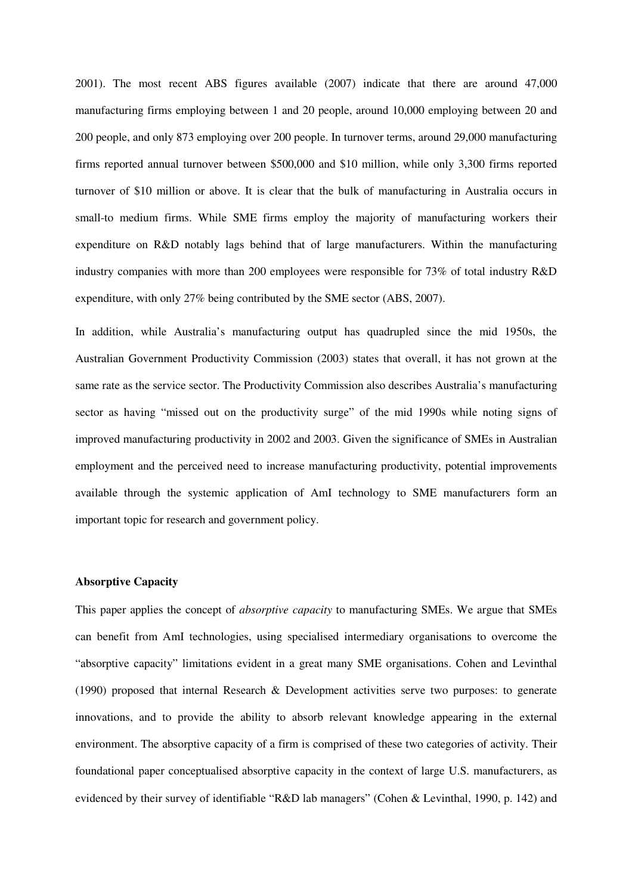2001). The most recent ABS figures available (2007) indicate that there are around 47,000 manufacturing firms employing between 1 and 20 people, around 10,000 employing between 20 and 200 people, and only 873 employing over 200 people. In turnover terms, around 29,000 manufacturing firms reported annual turnover between $500,000 and $10 million, while only 3,300 firms reported turnover of $10 million or above. It is clear that the bulk of manufacturing in Australia occurs in small-to medium firms. While SME firms employ the majority of manufacturing workers their expenditure on R&D notably lags behind that of large manufacturers. Within the manufacturing industry companies with more than 200 employees were responsible for 73% of total industry R&D expenditure, with only 27% being contributed by the SME sector (ABS, 2007).

In addition, while Australia's manufacturing output has quadrupled since the mid 1950s, the Australian Government Productivity Commission (2003) states that overall, it has not grown at the same rate as the service sector. The Productivity Commission also describes Australia's manufacturing sector as having "missed out on the productivity surge" of the mid 1990s while noting signs of improved manufacturing productivity in 2002 and 2003. Given the significance of SMEs in Australian employment and the perceived need to increase manufacturing productivity, potential improvements available through the systemic application of AmI technology to SME manufacturers form an important topic for research and government policy.

**Absorptive Capacity**

This paper applies the concept of *absorptive capacity* to manufacturing SMEs. We argue that SMEs can benefit from AmI technologies, using specialised intermediary organisations to overcome the "absorptive capacity" limitations evident in a great many SME organisations. Cohen and Levinthal (1990) proposed that internal Research & Development activities serve two purposes: to generate innovations, and to provide the ability to absorb relevant knowledge appearing in the external environment. The absorptive capacity of a firm is comprised of these two categories of activity. Their foundational paper conceptualised absorptive capacity in the context of large U.S. manufacturers, as evidenced by their survey of identifiable "R&D lab managers" (Cohen & Levinthal, 1990, p. 142) and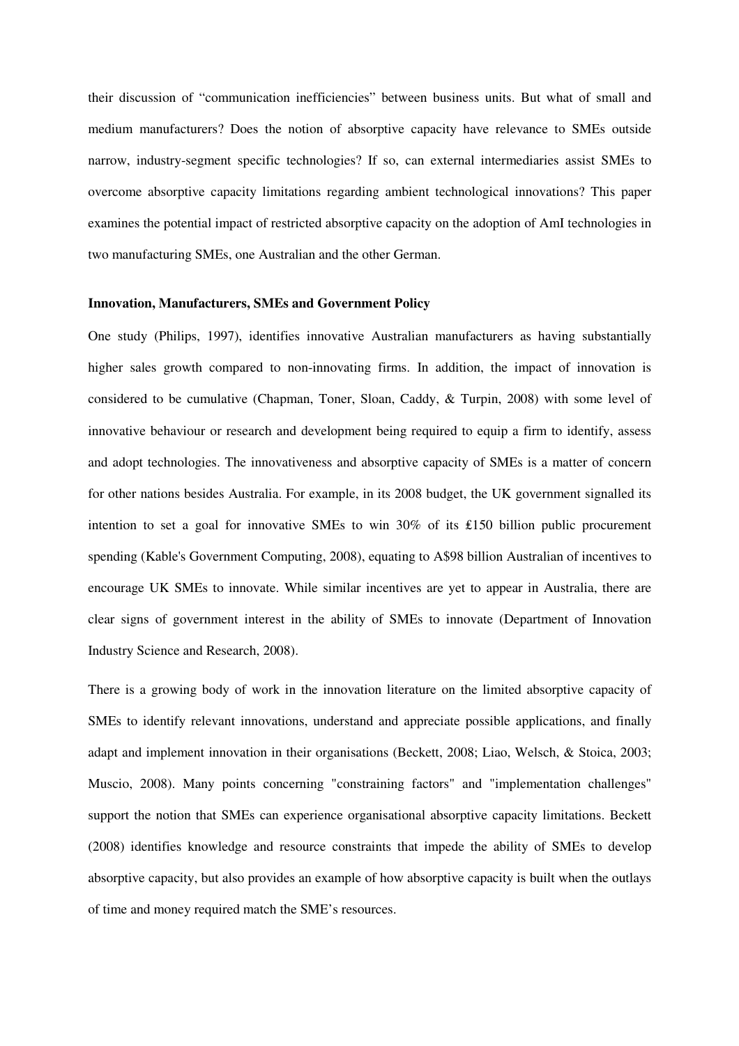their discussion of "communication inefficiencies" between business units. But what of small and medium manufacturers? Does the notion of absorptive capacity have relevance to SMEs outside narrow, industry-segment specific technologies? If so, can external intermediaries assist SMEs to overcome absorptive capacity limitations regarding ambient technological innovations? This paper examines the potential impact of restricted absorptive capacity on the adoption of AmI technologies in two manufacturing SMEs, one Australian and the other German.

**Innovation, Manufacturers, SMEs and Government Policy**

One study (Philips, 1997), identifies innovative Australian manufacturers as having substantially higher sales growth compared to non-innovating firms. In addition, the impact of innovation is considered to be cumulative (Chapman, Toner, Sloan, Caddy, & Turpin, 2008) with some level of innovative behaviour or research and development being required to equip a firm to identify, assess and adopt technologies. The innovativeness and absorptive capacity of SMEs is a matter of concern for other nations besides Australia. For example, in its 2008 budget, the UK government signalled its intention to set a goal for innovative SMEs to win 30% of its ₤150 billion public procurement spending (Kable's Government Computing, 2008), equating to A$98 billion Australian of incentives to encourage UK SMEs to innovate. While similar incentives are yet to appear in Australia, there are clear signs of government interest in the ability of SMEs to innovate (Department of Innovation Industry Science and Research, 2008).

There is a growing body of work in the innovation literature on the limited absorptive capacity of SMEs to identify relevant innovations, understand and appreciate possible applications, and finally adapt and implement innovation in their organisations (Beckett, 2008; Liao, Welsch, & Stoica, 2003; Muscio, 2008). Many points concerning "constraining factors" and "implementation challenges" support the notion that SMEs can experience organisational absorptive capacity limitations. Beckett (2008) identifies knowledge and resource constraints that impede the ability of SMEs to develop absorptive capacity, but also provides an example of how absorptive capacity is built when the outlays of time and money required match the SME's resources.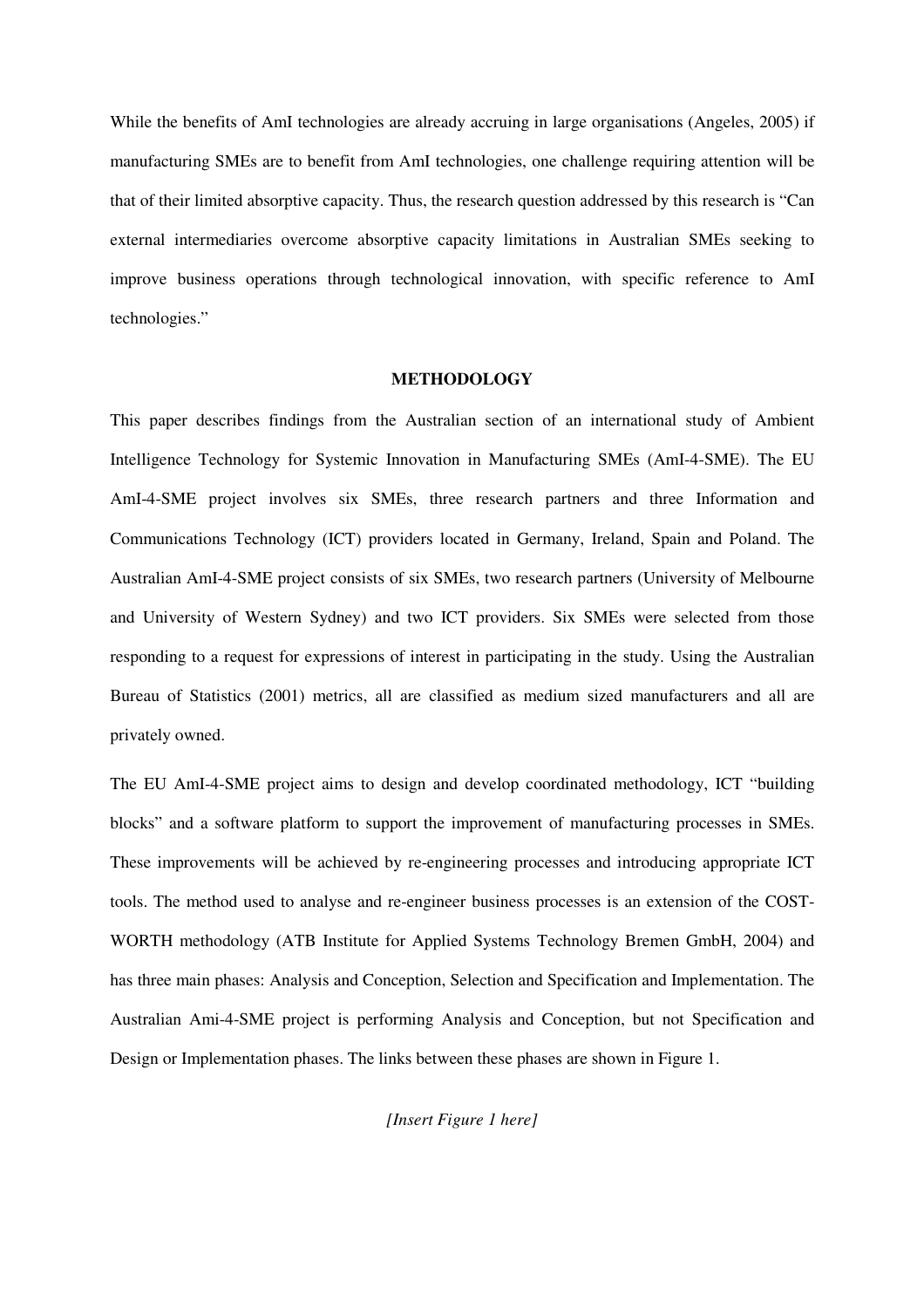While the benefits of AmI technologies are already accruing in large organisations (Angeles, 2005) if manufacturing SMEs are to benefit from AmI technologies, one challenge requiring attention will be that of their limited absorptive capacity. Thus, the research question addressed by this research is "Can external intermediaries overcome absorptive capacity limitations in Australian SMEs seeking to improve business operations through technological innovation, with specific reference to AmI technologies."

## METHODOLOGY

This paper describes findings from the Australian section of an international study of Ambient Intelligence Technology for Systemic Innovation in Manufacturing SMEs (AmI-4-SME). The EU AmI-4-SME project involves six SMEs, three research partners and three Information and Communications Technology (ICT) providers located in Germany, Ireland, Spain and Poland. The Australian AmI-4-SME project consists of six SMEs, two research partners (University of Melbourne and University of Western Sydney) and two ICT providers. Six SMEs were selected from those responding to a request for expressions of interest in participating in the study. Using the Australian Bureau of Statistics (2001) metrics, all are classified as medium sized manufacturers and all are privately owned.

The EU AmI-4-SME project aims to design and develop coordinated methodology, ICT "building blocks" and a software platform to support the improvement of manufacturing processes in SMEs. These improvements will be achieved by re-engineering processes and introducing appropriate ICT tools. The method used to analyse and re-engineer business processes is an extension of the COST-WORTH methodology (ATB Institute for Applied Systems Technology Bremen GmbH, 2004) and has three main phases: Analysis and Conception, Selection and Specification and Implementation. The Australian Ami-4-SME project is performing Analysis and Conception, but not Specification and Design or Implementation phases. The links between these phases are shown in Figure 1.

*[Insert Figure 1 here]*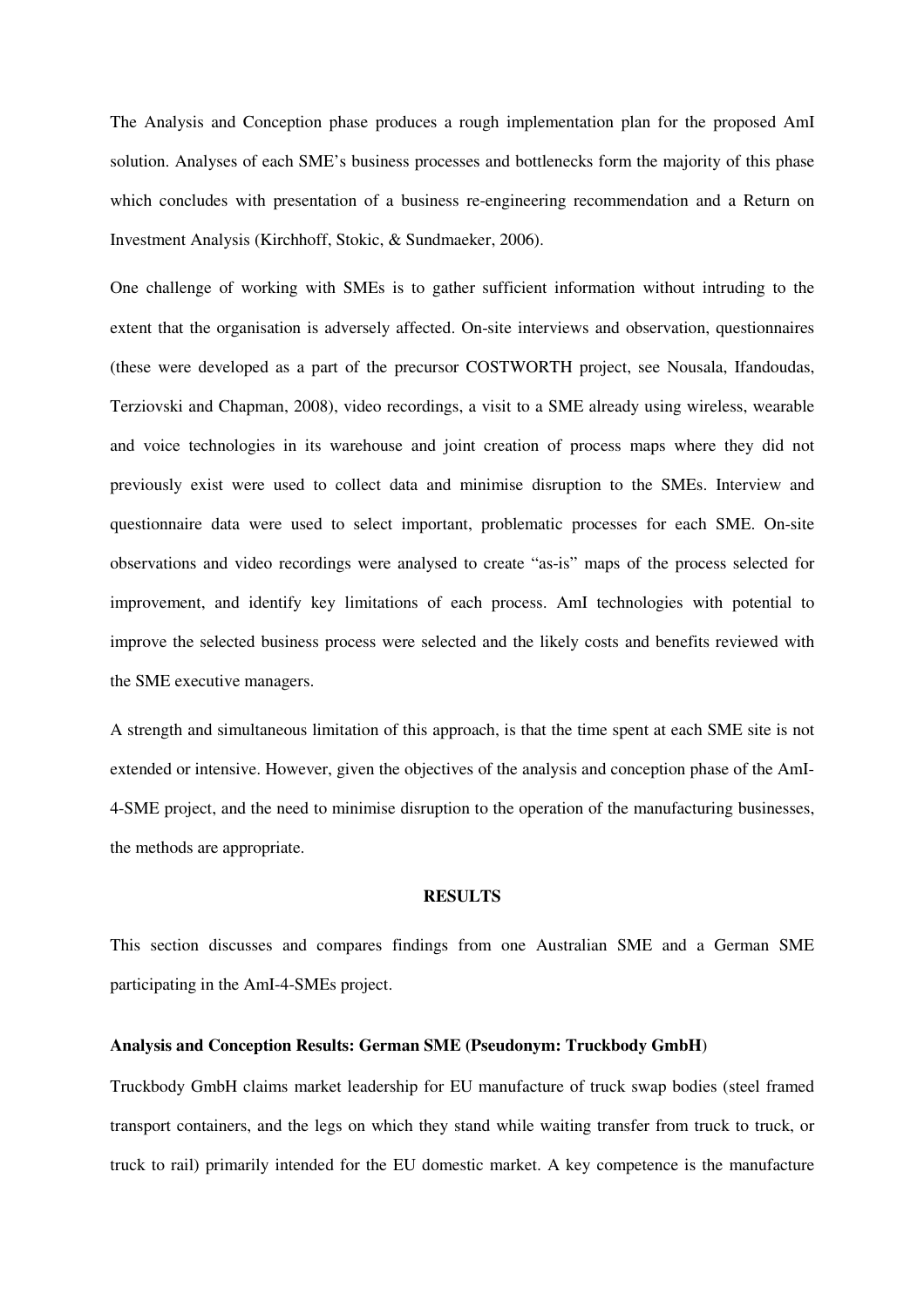The Analysis and Conception phase produces a rough implementation plan for the proposed AmI solution. Analyses of each SME's business processes and bottlenecks form the majority of this phase which concludes with presentation of a business re-engineering recommendation and a Return on Investment Analysis (Kirchhoff, Stokic, & Sundmaeker, 2006).

One challenge of working with SMEs is to gather sufficient information without intruding to the extent that the organisation is adversely affected. On-site interviews and observation, questionnaires (these were developed as a part of the precursor COSTWORTH project, see Nousala, Ifandoudas, Terziovski and Chapman, 2008), video recordings, a visit to a SME already using wireless, wearable and voice technologies in its warehouse and joint creation of process maps where they did not previously exist were used to collect data and minimise disruption to the SMEs. Interview and questionnaire data were used to select important, problematic processes for each SME. On-site observations and video recordings were analysed to create "as-is" maps of the process selected for improvement, and identify key limitations of each process. AmI technologies with potential to improve the selected business process were selected and the likely costs and benefits reviewed with the SME executive managers.

A strength and simultaneous limitation of this approach, is that the time spent at each SME site is not extended or intensive. However, given the objectives of the analysis and conception phase of the AmI-4-SME project, and the need to minimise disruption to the operation of the manufacturing businesses, the methods are appropriate.

## RESULTS

This section discusses and compares findings from one Australian SME and a German SME participating in the AmI-4-SMEs project.

### Analysis and Conception Results: German SME (Pseudonym: Truckbody GmbH)

Truckbody GmbH claims market leadership for EU manufacture of truck swap bodies (steel framed transport containers, and the legs on which they stand while waiting transfer from truck to truck, or truck to rail) primarily intended for the EU domestic market. A key competence is the manufacture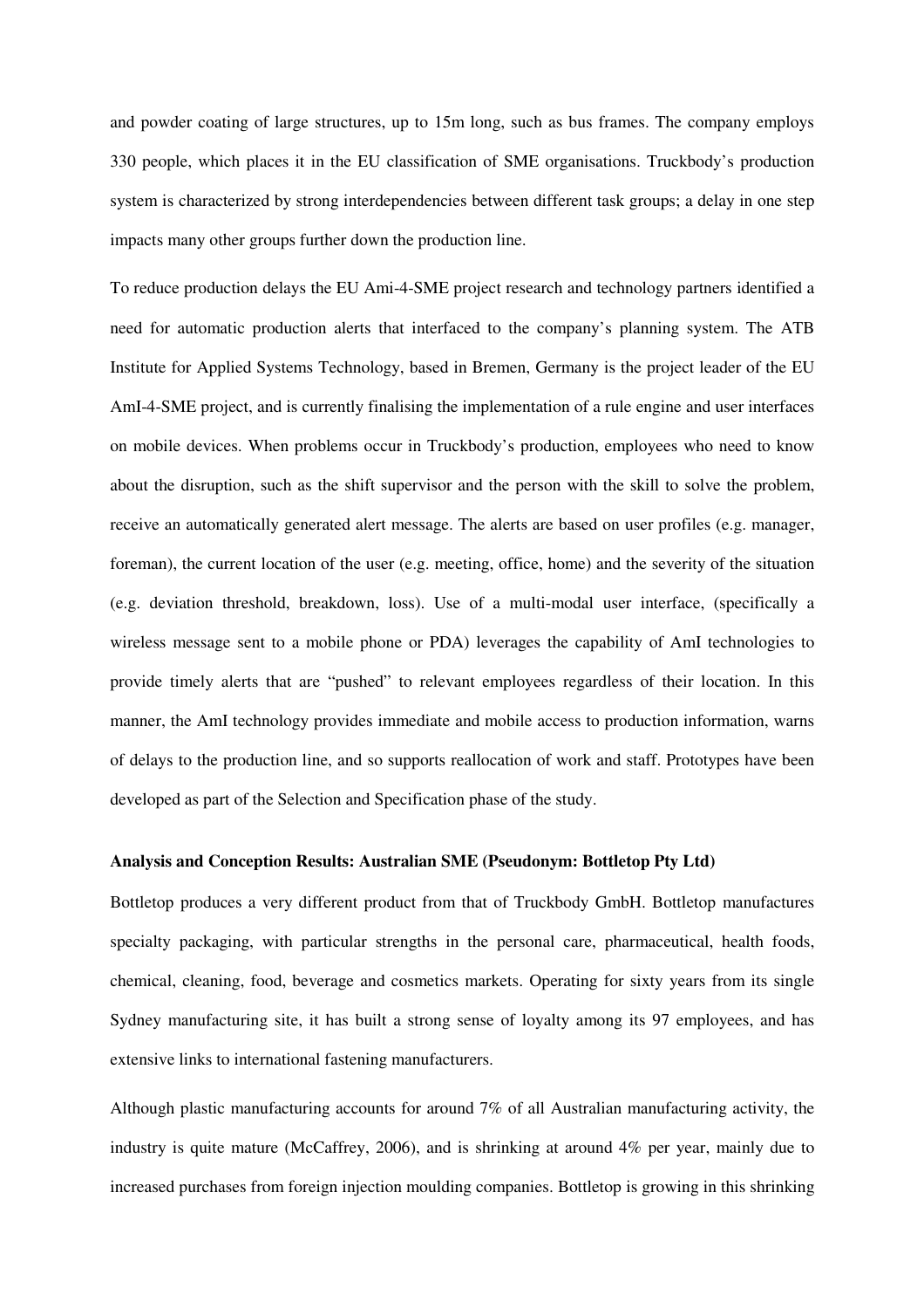and powder coating of large structures, up to 15m long, such as bus frames. The company employs 330 people, which places it in the EU classification of SME organisations. Truckbody's production system is characterized by strong interdependencies between different task groups; a delay in one step impacts many other groups further down the production line.

To reduce production delays the EU Ami-4-SME project research and technology partners identified a need for automatic production alerts that interfaced to the company's planning system. The ATB Institute for Applied Systems Technology, based in Bremen, Germany is the project leader of the EU AmI-4-SME project, and is currently finalising the implementation of a rule engine and user interfaces on mobile devices. When problems occur in Truckbody's production, employees who need to know about the disruption, such as the shift supervisor and the person with the skill to solve the problem, receive an automatically generated alert message. The alerts are based on user profiles (e.g. manager, foreman), the current location of the user (e.g. meeting, office, home) and the severity of the situation (e.g. deviation threshold, breakdown, loss). Use of a multi-modal user interface, (specifically a wireless message sent to a mobile phone or PDA) leverages the capability of AmI technologies to provide timely alerts that are "pushed" to relevant employees regardless of their location. In this manner, the AmI technology provides immediate and mobile access to production information, warns of delays to the production line, and so supports reallocation of work and staff. Prototypes have been developed as part of the Selection and Specification phase of the study.

**Analysis and Conception Results: Australian SME (Pseudonym: Bottletop Pty Ltd)**

Bottletop produces a very different product from that of Truckbody GmbH. Bottletop manufactures specialty packaging, with particular strengths in the personal care, pharmaceutical, health foods, chemical, cleaning, food, beverage and cosmetics markets. Operating for sixty years from its single Sydney manufacturing site, it has built a strong sense of loyalty among its 97 employees, and has extensive links to international fastening manufacturers.

Although plastic manufacturing accounts for around 7% of all Australian manufacturing activity, the industry is quite mature (McCaffrey, 2006), and is shrinking at around 4% per year, mainly due to increased purchases from foreign injection moulding companies. Bottletop is growing in this shrinking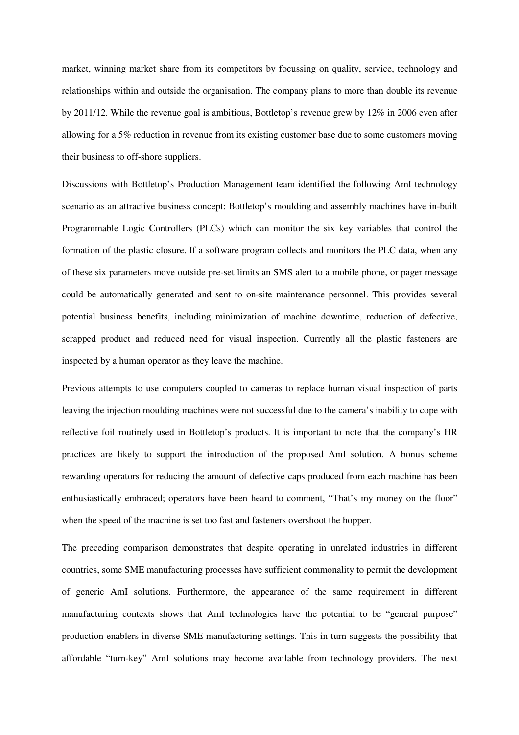market, winning market share from its competitors by focussing on quality, service, technology and relationships within and outside the organisation. The company plans to more than double its revenue by 2011/12. While the revenue goal is ambitious, Bottletop's revenue grew by 12% in 2006 even after allowing for a 5% reduction in revenue from its existing customer base due to some customers moving their business to off-shore suppliers.

Discussions with Bottletop's Production Management team identified the following AmI technology scenario as an attractive business concept: Bottletop's moulding and assembly machines have in-built Programmable Logic Controllers (PLCs) which can monitor the six key variables that control the formation of the plastic closure. If a software program collects and monitors the PLC data, when any of these six parameters move outside pre-set limits an SMS alert to a mobile phone, or pager message could be automatically generated and sent to on-site maintenance personnel. This provides several potential business benefits, including minimization of machine downtime, reduction of defective, scrapped product and reduced need for visual inspection. Currently all the plastic fasteners are inspected by a human operator as they leave the machine.

Previous attempts to use computers coupled to cameras to replace human visual inspection of parts leaving the injection moulding machines were not successful due to the camera's inability to cope with reflective foil routinely used in Bottletop's products. It is important to note that the company's HR practices are likely to support the introduction of the proposed AmI solution. A bonus scheme rewarding operators for reducing the amount of defective caps produced from each machine has been enthusiastically embraced; operators have been heard to comment, "That's my money on the floor" when the speed of the machine is set too fast and fasteners overshoot the hopper.

The preceding comparison demonstrates that despite operating in unrelated industries in different countries, some SME manufacturing processes have sufficient commonality to permit the development of generic AmI solutions. Furthermore, the appearance of the same requirement in different manufacturing contexts shows that AmI technologies have the potential to be "general purpose" production enablers in diverse SME manufacturing settings. This in turn suggests the possibility that affordable "turn-key" AmI solutions may become available from technology providers. The next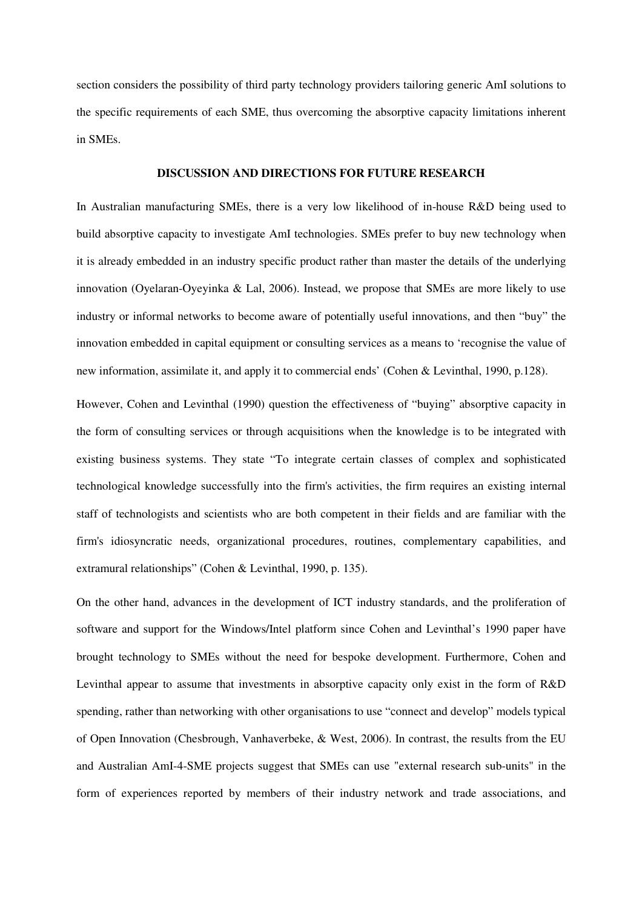section considers the possibility of third party technology providers tailoring generic AmI solutions to the specific requirements of each SME, thus overcoming the absorptive capacity limitations inherent in SMEs.

## DISCUSSION AND DIRECTIONS FOR FUTURE RESEARCH

In Australian manufacturing SMEs, there is a very low likelihood of in-house R&D being used to build absorptive capacity to investigate AmI technologies. SMEs prefer to buy new technology when it is already embedded in an industry specific product rather than master the details of the underlying innovation (Oyelaran-Oyeyinka & Lal, 2006). Instead, we propose that SMEs are more likely to use industry or informal networks to become aware of potentially useful innovations, and then "buy" the innovation embedded in capital equipment or consulting services as a means to 'recognise the value of new information, assimilate it, and apply it to commercial ends' (Cohen & Levinthal, 1990, p.128).

However, Cohen and Levinthal (1990) question the effectiveness of "buying" absorptive capacity in the form of consulting services or through acquisitions when the knowledge is to be integrated with existing business systems. They state "To integrate certain classes of complex and sophisticated technological knowledge successfully into the firm's activities, the firm requires an existing internal staff of technologists and scientists who are both competent in their fields and are familiar with the firm's idiosyncratic needs, organizational procedures, routines, complementary capabilities, and extramural relationships" (Cohen & Levinthal, 1990, p. 135).

On the other hand, advances in the development of ICT industry standards, and the proliferation of software and support for the Windows/Intel platform since Cohen and Levinthal's 1990 paper have brought technology to SMEs without the need for bespoke development. Furthermore, Cohen and Levinthal appear to assume that investments in absorptive capacity only exist in the form of R&D spending, rather than networking with other organisations to use "connect and develop" models typical of Open Innovation (Chesbrough, Vanhaverbeke, & West, 2006). In contrast, the results from the EU and Australian AmI-4-SME projects suggest that SMEs can use "external research sub-units" in the form of experiences reported by members of their industry network and trade associations, and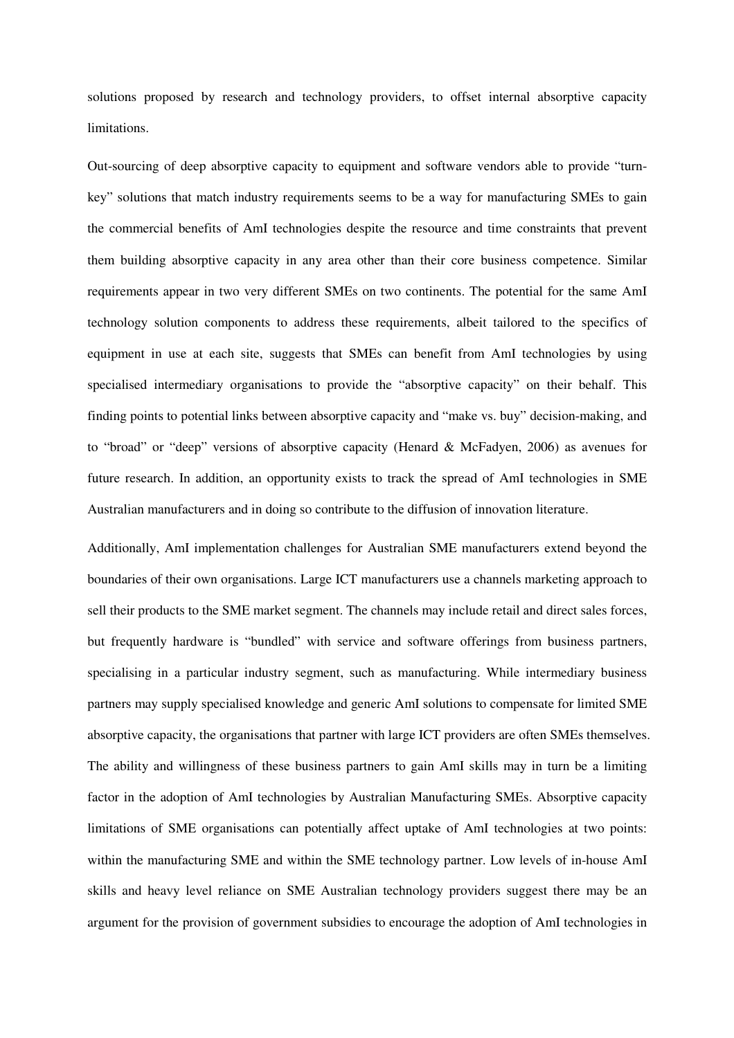solutions proposed by research and technology providers, to offset internal absorptive capacity limitations.

Out-sourcing of deep absorptive capacity to equipment and software vendors able to provide "turn-key" solutions that match industry requirements seems to be a way for manufacturing SMEs to gain the commercial benefits of AmI technologies despite the resource and time constraints that prevent them building absorptive capacity in any area other than their core business competence. Similar requirements appear in two very different SMEs on two continents. The potential for the same AmI technology solution components to address these requirements, albeit tailored to the specifics of equipment in use at each site, suggests that SMEs can benefit from AmI technologies by using specialised intermediary organisations to provide the "absorptive capacity" on their behalf. This finding points to potential links between absorptive capacity and "make vs. buy" decision-making, and to "broad" or "deep" versions of absorptive capacity (Henard & McFadyen, 2006) as avenues for future research. In addition, an opportunity exists to track the spread of AmI technologies in SME Australian manufacturers and in doing so contribute to the diffusion of innovation literature.

Additionally, AmI implementation challenges for Australian SME manufacturers extend beyond the boundaries of their own organisations. Large ICT manufacturers use a channels marketing approach to sell their products to the SME market segment. The channels may include retail and direct sales forces, but frequently hardware is "bundled" with service and software offerings from business partners, specialising in a particular industry segment, such as manufacturing. While intermediary business partners may supply specialised knowledge and generic AmI solutions to compensate for limited SME absorptive capacity, the organisations that partner with large ICT providers are often SMEs themselves. The ability and willingness of these business partners to gain AmI skills may in turn be a limiting factor in the adoption of AmI technologies by Australian Manufacturing SMEs. Absorptive capacity limitations of SME organisations can potentially affect uptake of AmI technologies at two points: within the manufacturing SME and within the SME technology partner. Low levels of in-house AmI skills and heavy level reliance on SME Australian technology providers suggest there may be an argument for the provision of government subsidies to encourage the adoption of AmI technologies in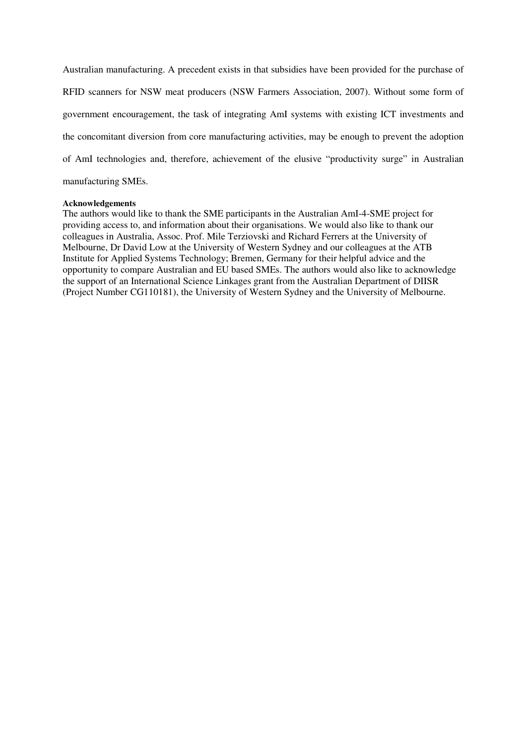Australian manufacturing. A precedent exists in that subsidies have been provided for the purchase of RFID scanners for NSW meat producers (NSW Farmers Association, 2007). Without some form of government encouragement, the task of integrating AmI systems with existing ICT investments and the concomitant diversion from core manufacturing activities, may be enough to prevent the adoption of AmI technologies and, therefore, achievement of the elusive "productivity surge" in Australian manufacturing SMEs.

**Acknowledgements**

The authors would like to thank the SME participants in the Australian AmI-4-SME project for providing access to, and information about their organisations. We would also like to thank our colleagues in Australia, Assoc. Prof. Mile Terziovski and Richard Ferrers at the University of Melbourne, Dr David Low at the University of Western Sydney and our colleagues at the ATB Institute for Applied Systems Technology; Bremen, Germany for their helpful advice and the opportunity to compare Australian and EU based SMEs. The authors would also like to acknowledge the support of an International Science Linkages grant from the Australian Department of DIISR (Project Number CG110181), the University of Western Sydney and the University of Melbourne.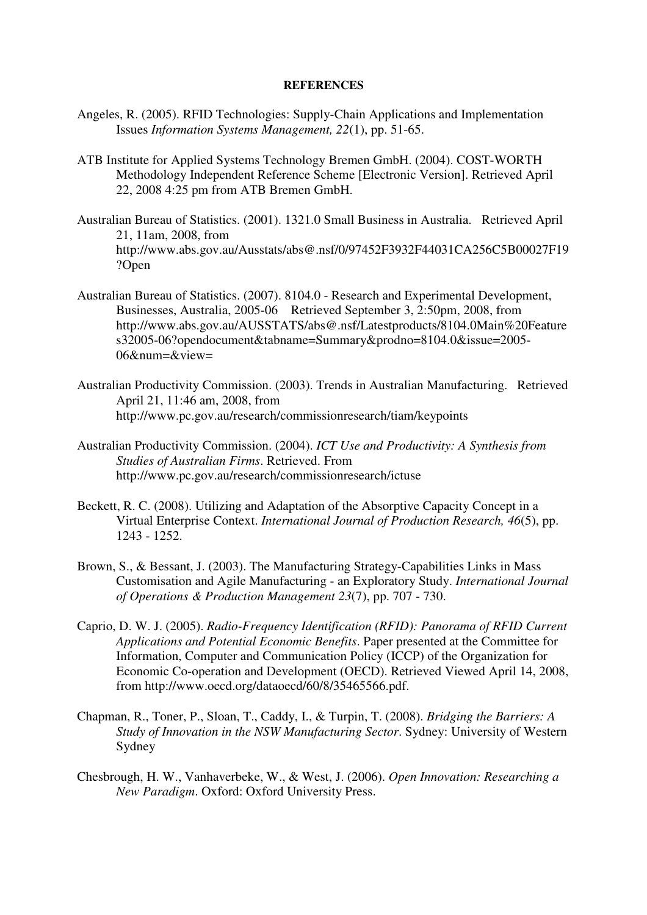**REFERENCES**

Angeles, R. (2005). RFID Technologies: Supply-Chain Applications and Implementation Issues *Information Systems Management, 22*(1), pp. 51-65.

ATB Institute for Applied Systems Technology Bremen GmbH. (2004). COST-WORTH Methodology Independent Reference Scheme [Electronic Version]. Retrieved April 22, 2008 4:25 pm from ATB Bremen GmbH.

Australian Bureau of Statistics. (2001). 1321.0 Small Business in Australia. Retrieved April 21, 11am, 2008, from http://www.abs.gov.au/Ausstats/abs@.nsf/0/97452F3932F44031CA256C5B00027F19?Open

Australian Bureau of Statistics. (2007). 8104.0 - Research and Experimental Development, Businesses, Australia, 2005-06 Retrieved September 3, 2:50pm, 2008, from http://www.abs.gov.au/AUSSTATS/abs@.nsf/Latestproducts/8104.0Main%20Features32005-06?opendocument&tabname=Summary&prodno=8104.0&issue=2005-06&num=&view=

Australian Productivity Commission. (2003). Trends in Australian Manufacturing. Retrieved April 21, 11:46 am, 2008, from http://www.pc.gov.au/research/commissionresearch/tiam/keypoints

Australian Productivity Commission. (2004). *ICT Use and Productivity: A Synthesis from Studies of Australian Firms*. Retrieved. From http://www.pc.gov.au/research/commissionresearch/ictuse

Beckett, R. C. (2008). Utilizing and Adaptation of the Absorptive Capacity Concept in a Virtual Enterprise Context. *International Journal of Production Research, 46*(5), pp. 1243 - 1252.

Brown, S., & Bessant, J. (2003). The Manufacturing Strategy-Capabilities Links in Mass Customisation and Agile Manufacturing - an Exploratory Study. *International Journal of Operations & Production Management 23*(7), pp. 707 - 730.

Caprio, D. W. J. (2005). *Radio-Frequency Identification (RFID): Panorama of RFID Current Applications and Potential Economic Benefits*. Paper presented at the Committee for Information, Computer and Communication Policy (ICCP) of the Organization for Economic Co-operation and Development (OECD). Retrieved Viewed April 14, 2008, from http://www.oecd.org/dataoecd/60/8/35465566.pdf.

Chapman, R., Toner, P., Sloan, T., Caddy, I., & Turpin, T. (2008). *Bridging the Barriers: A Study of Innovation in the NSW Manufacturing Sector*. Sydney: University of Western Sydney

Chesbrough, H. W., Vanhaverbeke, W., & West, J. (2006). *Open Innovation: Researching a New Paradigm*. Oxford: Oxford University Press.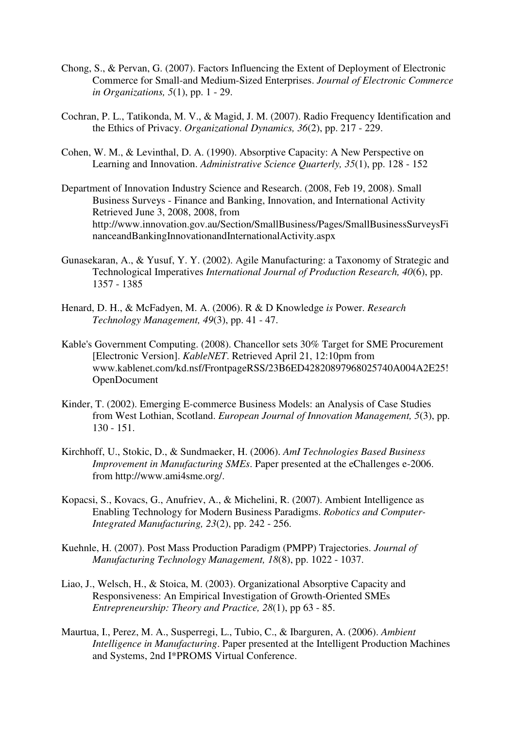Chong, S., & Pervan, G. (2007). Factors Influencing the Extent of Deployment of Electronic Commerce for Small-and Medium-Sized Enterprises. *Journal of Electronic Commerce in Organizations, 5*(1), pp. 1 - 29.

Cochran, P. L., Tatikonda, M. V., & Magid, J. M. (2007). Radio Frequency Identification and the Ethics of Privacy. *Organizational Dynamics, 36*(2), pp. 217 - 229.

Cohen, W. M., & Levinthal, D. A. (1990). Absorptive Capacity: A New Perspective on Learning and Innovation. *Administrative Science Quarterly, 35*(1), pp. 128 - 152

Department of Innovation Industry Science and Research. (2008, Feb 19, 2008). Small Business Surveys - Finance and Banking, Innovation, and International Activity Retrieved June 3, 2008, 2008, from http://www.innovation.gov.au/Section/SmallBusiness/Pages/SmallBusinessSurveysFinanceandBankingInnovationandInternationalActivity.aspx

Gunasekaran, A., & Yusuf, Y. Y. (2002). Agile Manufacturing: a Taxonomy of Strategic and Technological Imperatives *International Journal of Production Research, 40*(6), pp. 1357 - 1385

Henard, D. H., & McFadyen, M. A. (2006). R & D Knowledge *is* Power. *Research Technology Management, 49*(3), pp. 41 - 47.

Kable's Government Computing. (2008). Chancellor sets 30% Target for SME Procurement [Electronic Version]. *KableNET*. Retrieved April 21, 12:10pm from www.kablenet.com/kd.nsf/FrontpageRSS/23B6ED42820897968025740A004A2E25!OpenDocument

Kinder, T. (2002). Emerging E-commerce Business Models: an Analysis of Case Studies from West Lothian, Scotland. *European Journal of Innovation Management, 5*(3), pp. 130 - 151.

Kirchhoff, U., Stokic, D., & Sundmaeker, H. (2006). *AmI Technologies Based Business Improvement in Manufacturing SMEs*. Paper presented at the eChallenges e-2006. from http://www.ami4sme.org/.

Kopacsi, S., Kovacs, G., Anufriev, A., & Michelini, R. (2007). Ambient Intelligence as Enabling Technology for Modern Business Paradigms. *Robotics and Computer-Integrated Manufacturing, 23*(2), pp. 242 - 256.

Kuehnle, H. (2007). Post Mass Production Paradigm (PMPP) Trajectories. *Journal of Manufacturing Technology Management, 18*(8), pp. 1022 - 1037.

Liao, J., Welsch, H., & Stoica, M. (2003). Organizational Absorptive Capacity and Responsiveness: An Empirical Investigation of Growth-Oriented SMEs *Entrepreneurship: Theory and Practice, 28*(1), pp 63 - 85.

Maurtua, I., Perez, M. A., Susperregi, L., Tubio, C., & Ibarguren, A. (2006). *Ambient Intelligence in Manufacturing*. Paper presented at the Intelligent Production Machines and Systems, 2nd I*PROMS Virtual Conference.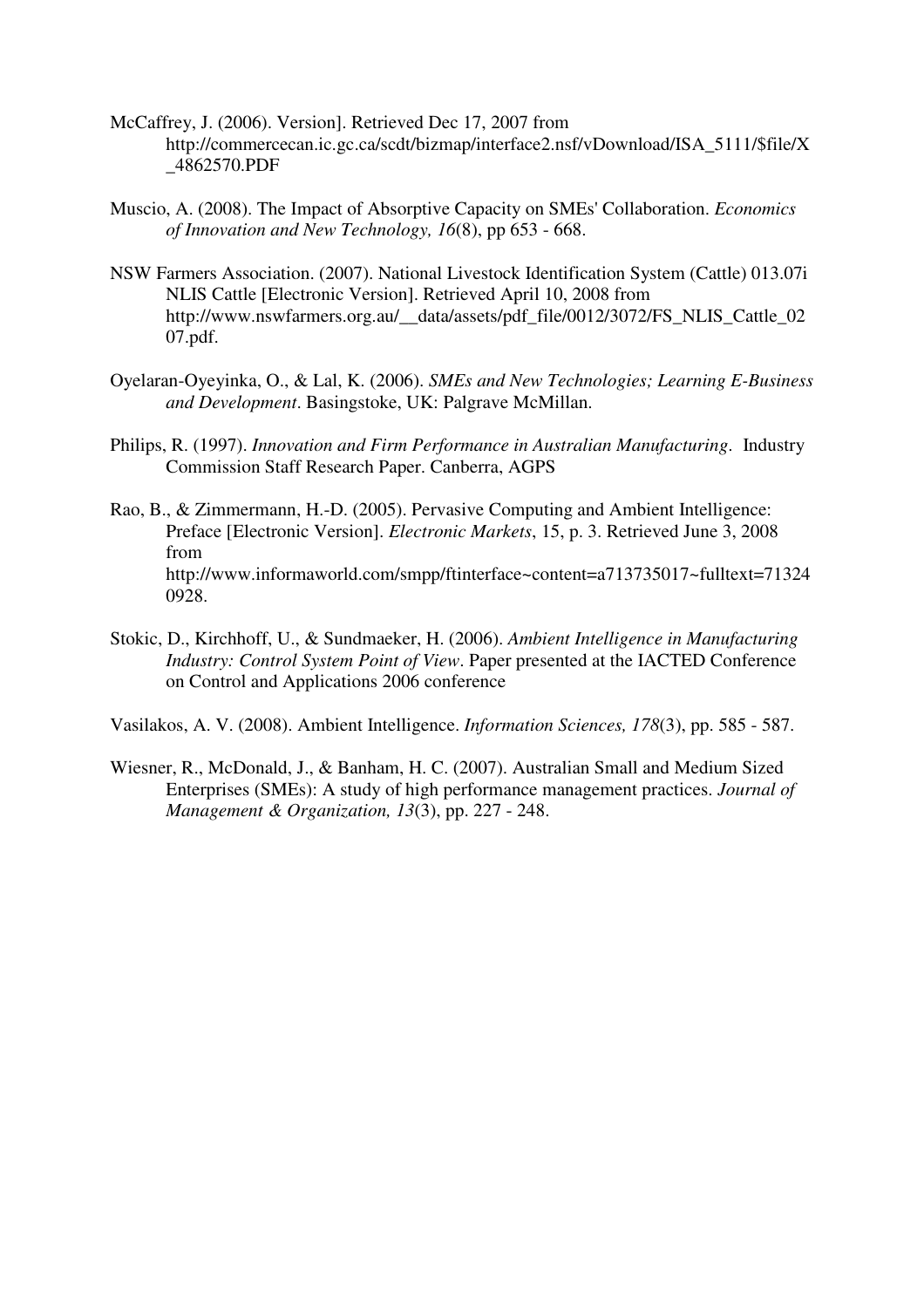McCaffrey, J. (2006). Version]. Retrieved Dec 17, 2007 from http://commercecan.ic.gc.ca/scdt/bizmap/interface2.nsf/vDownload/ISA_5111/$file/X_4862570.PDF

Muscio, A. (2008). The Impact of Absorptive Capacity on SMEs' Collaboration. *Economics of Innovation and New Technology, 16*(8), pp 653 - 668.

NSW Farmers Association. (2007). National Livestock Identification System (Cattle) 013.07i NLIS Cattle [Electronic Version]. Retrieved April 10, 2008 from http://www.nswfarmers.org.au/__data/assets/pdf_file/0012/3072/FS_NLIS_Cattle_0207.pdf.

Oyelaran-Oyeyinka, O., & Lal, K. (2006). *SMEs and New Technologies; Learning E-Business and Development*. Basingstoke, UK: Palgrave McMillan.

Philips, R. (1997). *Innovation and Firm Performance in Australian Manufacturing*. Industry Commission Staff Research Paper. Canberra, AGPS

Rao, B., & Zimmermann, H.-D. (2005). Pervasive Computing and Ambient Intelligence: Preface [Electronic Version]. *Electronic Markets*, 15, p. 3. Retrieved June 3, 2008 from http://www.informaworld.com/smpp/ftinterface~content=a713735017~fulltext=713240928.

Stokic, D., Kirchhoff, U., & Sundmaeker, H. (2006). *Ambient Intelligence in Manufacturing Industry: Control System Point of View*. Paper presented at the IACTED Conference on Control and Applications 2006 conference

Vasilakos, A. V. (2008). Ambient Intelligence. *Information Sciences, 178*(3), pp. 585 - 587.

Wiesner, R., McDonald, J., & Banham, H. C. (2007). Australian Small and Medium Sized Enterprises (SMEs): A study of high performance management practices. *Journal of Management & Organization, 13*(3), pp. 227 - 248.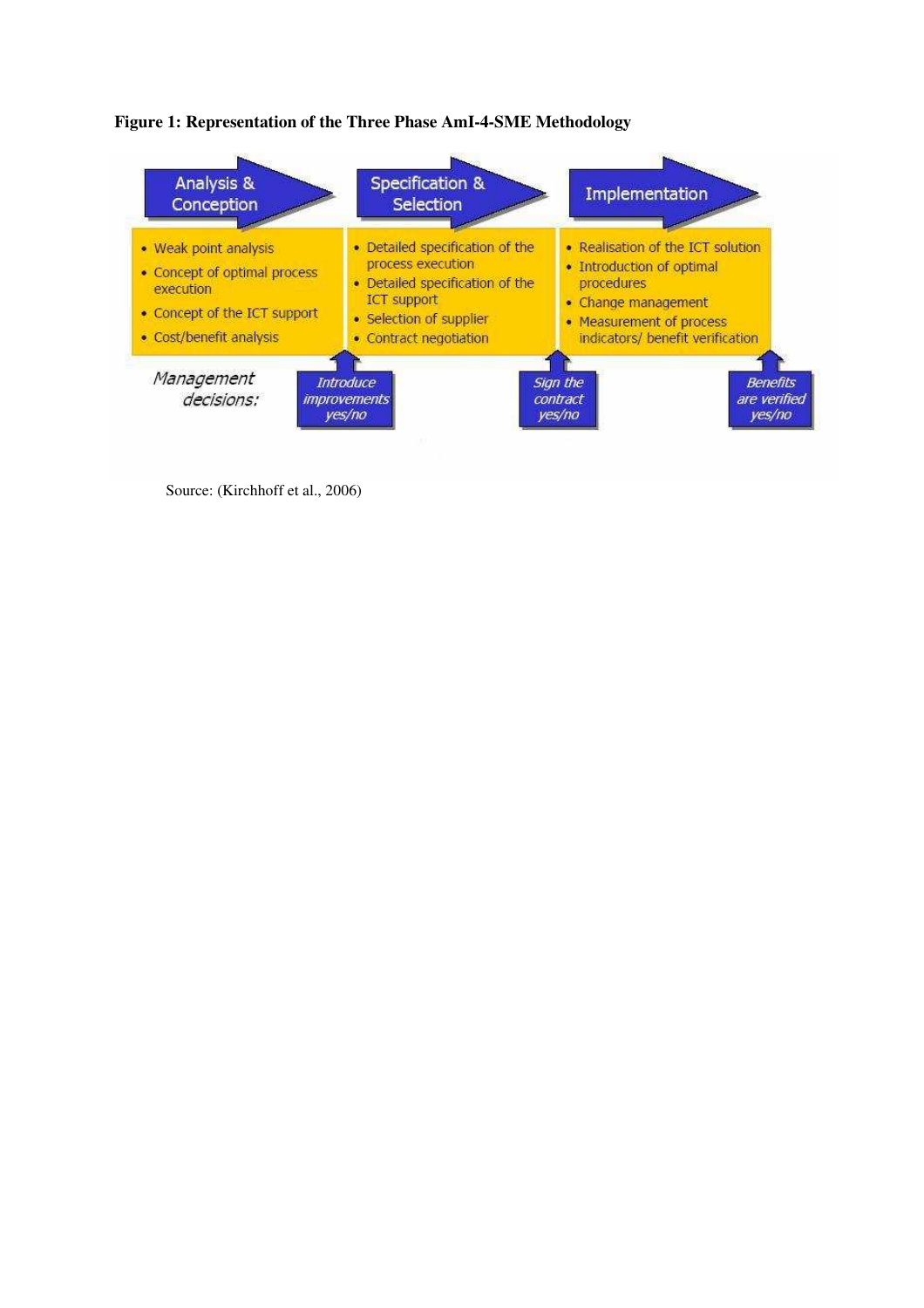**Figure 1: Representation of the Three Phase AmI-4-SME Methodology**

Analysis & Conception

- Weak point analysis
- Concept of optimal process execution
- Concept of the ICT support
- Cost/benefit analysis

Specification & Selection

- Detailed specification of the process execution
- Detailed specification of the ICT support
- Selection of supplier
- Contract negotiation

Implementation

- Realisation of the ICT solution
- Introduction of optimal procedures
- Change management
- Measurement of process indicators/ benefit verification

*Management decisions:*

*Introduce improvements yes/no*

*Sign the contract yes/no*

*Benefits are verified yes/no*

Source: (Kirchhoff et al., 2006)